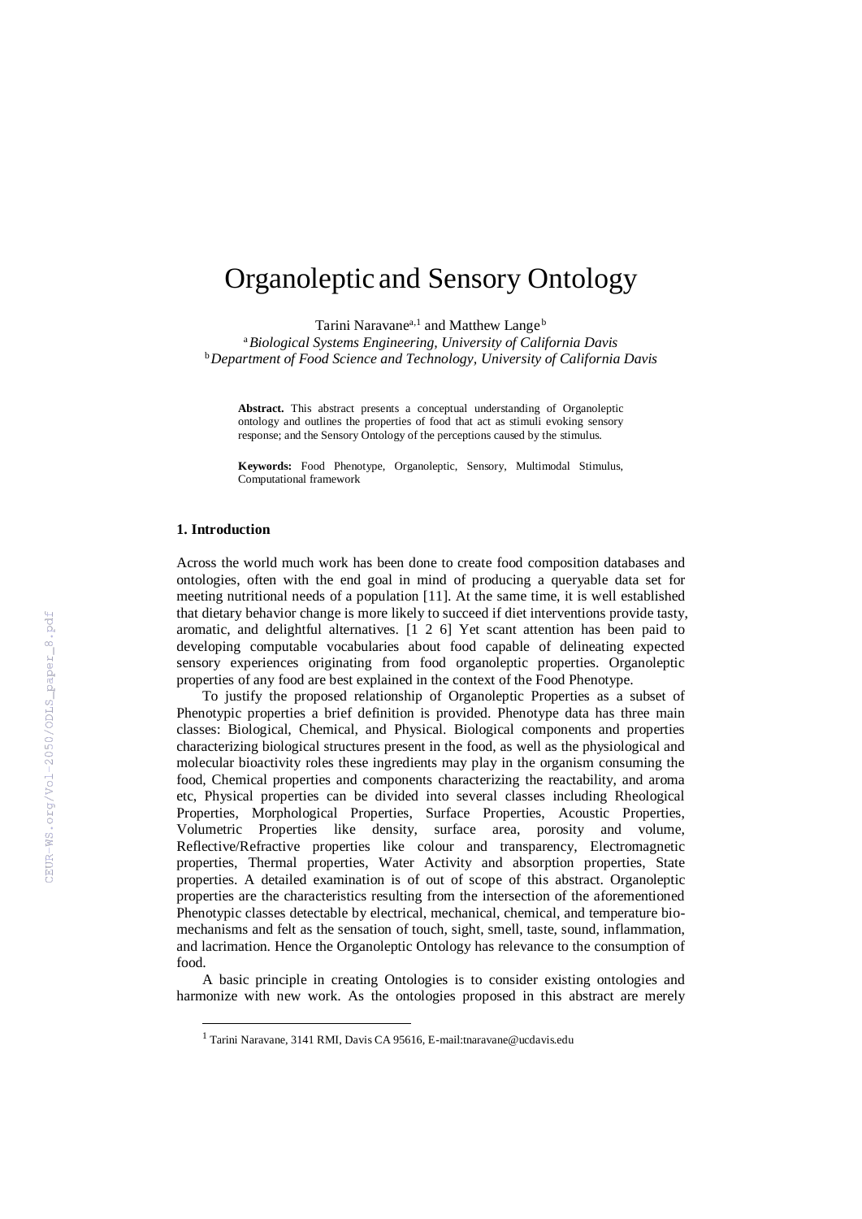# Organoleptic and Sensory Ontology

Tarini Naravane[a,1] and Matthew Lange[b]

[a] *Biological Systems Engineering, University of California Davis*
[b] *Department of Food Science and Technology, University of California Davis*

**Abstract.** This abstract presents a conceptual understanding of Organoleptic ontology and outlines the properties of food that act as stimuli evoking sensory response; and the Sensory Ontology of the perceptions caused by the stimulus.

**Keywords:** Food Phenotype, Organoleptic, Sensory, Multimodal Stimulus, Computational framework

## 1. Introduction

Across the world much work has been done to create food composition databases and ontologies, often with the end goal in mind of producing a queryable data set for meeting nutritional needs of a population [11]. At the same time, it is well established that dietary behavior change is more likely to succeed if diet interventions provide tasty, aromatic, and delightful alternatives. [1 2 6] Yet scant attention has been paid to developing computable vocabularies about food capable of delineating expected sensory experiences originating from food organoleptic properties. Organoleptic properties of any food are best explained in the context of the Food Phenotype.

To justify the proposed relationship of Organoleptic Properties as a subset of Phenotypic properties a brief definition is provided. Phenotype data has three main classes: Biological, Chemical, and Physical. Biological components and properties characterizing biological structures present in the food, as well as the physiological and molecular bioactivity roles these ingredients may play in the organism consuming the food, Chemical properties and components characterizing the reactability, and aroma etc, Physical properties can be divided into several classes including Rheological Properties, Morphological Properties, Surface Properties, Acoustic Properties, Volumetric Properties like density, surface area, porosity and volume, Reflective/Refractive properties like colour and transparency, Electromagnetic properties, Thermal properties, Water Activity and absorption properties, State properties. A detailed examination is of out of scope of this abstract. Organoleptic properties are the characteristics resulting from the intersection of the aforementioned Phenotypic classes detectable by electrical, mechanical, chemical, and temperature bio-mechanisms and felt as the sensation of touch, sight, smell, taste, sound, inflammation, and lacrimation. Hence the Organoleptic Ontology has relevance to the consumption of food.

A basic principle in creating Ontologies is to consider existing ontologies and harmonize with new work. As the ontologies proposed in this abstract are merely

[1] Tarini Naravane, 3141 RMI, Davis CA 95616, E-mail:tnaravane@ucdavis.edu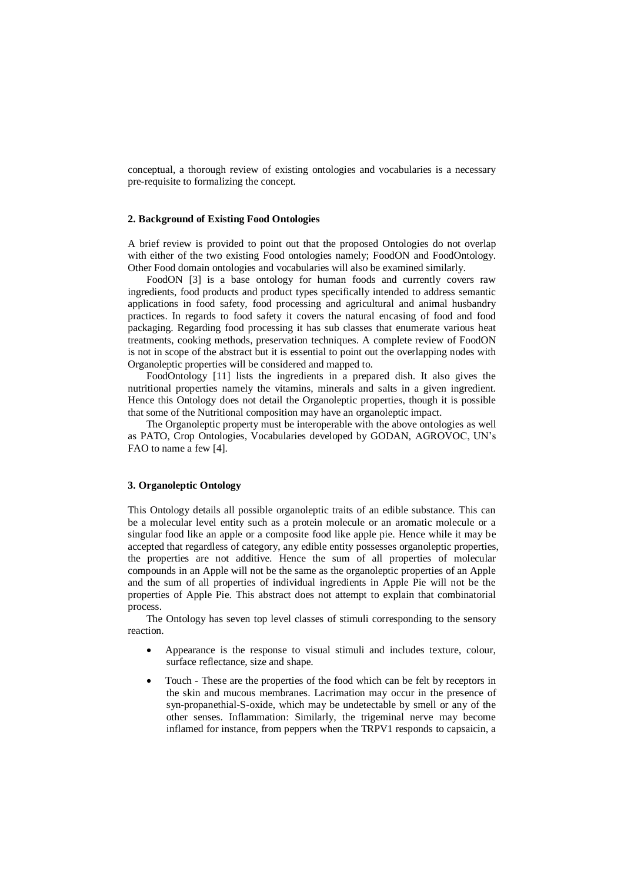conceptual, a thorough review of existing ontologies and vocabularies is a necessary pre-requisite to formalizing the concept.

## 2. Background of Existing Food Ontologies

A brief review is provided to point out that the proposed Ontologies do not overlap with either of the two existing Food ontologies namely; FoodON and FoodOntology. Other Food domain ontologies and vocabularies will also be examined similarly.

FoodON [3] is a base ontology for human foods and currently covers raw ingredients, food products and product types specifically intended to address semantic applications in food safety, food processing and agricultural and animal husbandry practices. In regards to food safety it covers the natural encasing of food and food packaging. Regarding food processing it has sub classes that enumerate various heat treatments, cooking methods, preservation techniques. A complete review of FoodON is not in scope of the abstract but it is essential to point out the overlapping nodes with Organoleptic properties will be considered and mapped to.

FoodOntology [11] lists the ingredients in a prepared dish. It also gives the nutritional properties namely the vitamins, minerals and salts in a given ingredient. Hence this Ontology does not detail the Organoleptic properties, though it is possible that some of the Nutritional composition may have an organoleptic impact.

The Organoleptic property must be interoperable with the above ontologies as well as PATO, Crop Ontologies, Vocabularies developed by GODAN, AGROVOC, UN's FAO to name a few [4].

## 3. Organoleptic Ontology

This Ontology details all possible organoleptic traits of an edible substance. This can be a molecular level entity such as a protein molecule or an aromatic molecule or a singular food like an apple or a composite food like apple pie. Hence while it may be accepted that regardless of category, any edible entity possesses organoleptic properties, the properties are not additive. Hence the sum of all properties of molecular compounds in an Apple will not be the same as the organoleptic properties of an Apple and the sum of all properties of individual ingredients in Apple Pie will not be the properties of Apple Pie. This abstract does not attempt to explain that combinatorial process.

The Ontology has seven top level classes of stimuli corresponding to the sensory reaction.

- Appearance is the response to visual stimuli and includes texture, colour, surface reflectance, size and shape.
- Touch - These are the properties of the food which can be felt by receptors in the skin and mucous membranes. Lacrimation may occur in the presence of syn-propanethial-S-oxide, which may be undetectable by smell or any of the other senses. Inflammation: Similarly, the trigeminal nerve may become inflamed for instance, from peppers when the TRPV1 responds to capsaicin, a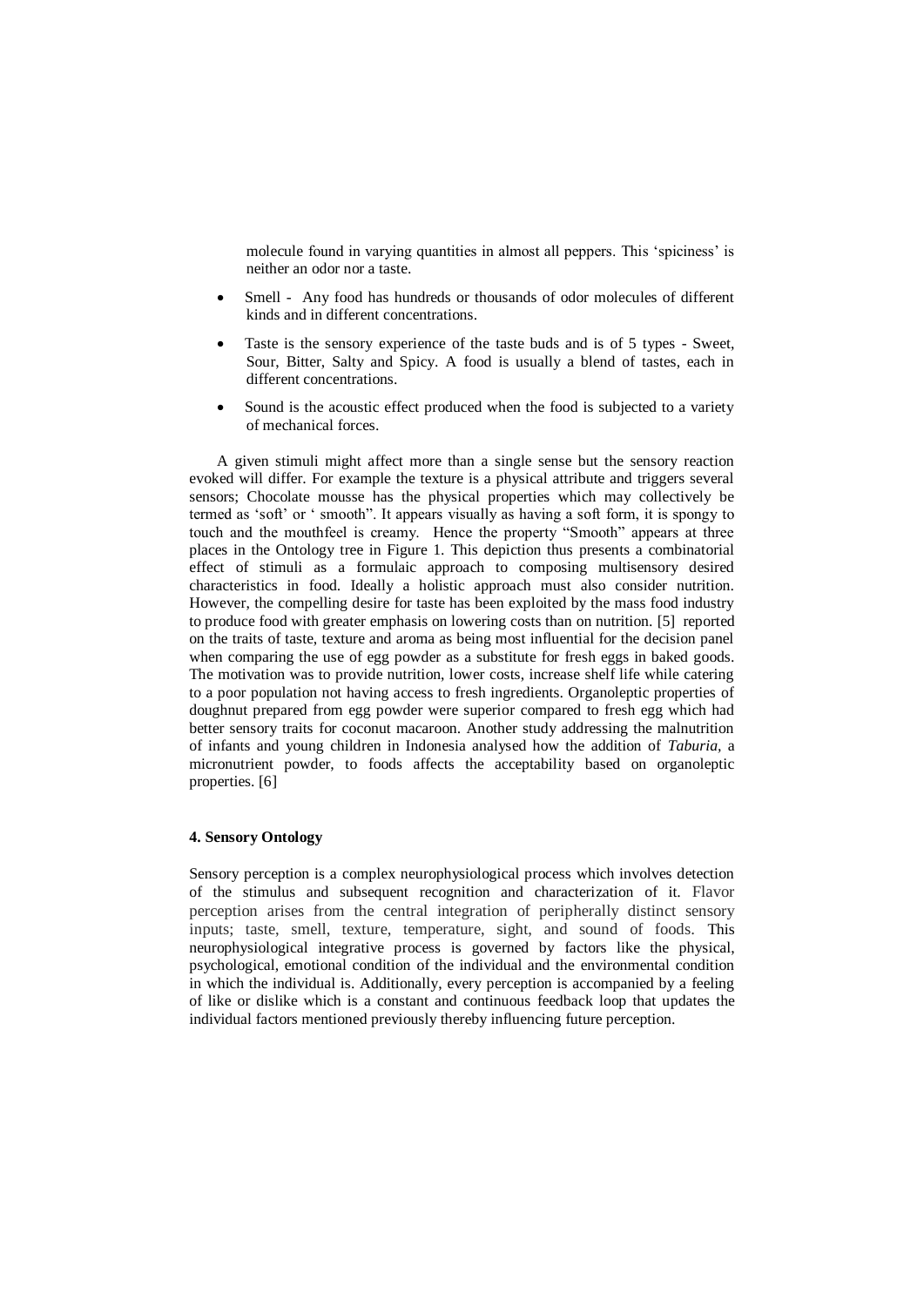molecule found in varying quantities in almost all peppers. This 'spiciness' is neither an odor nor a taste.

- Smell - Any food has hundreds or thousands of odor molecules of different kinds and in different concentrations.
- Taste is the sensory experience of the taste buds and is of 5 types - Sweet, Sour, Bitter, Salty and Spicy. A food is usually a blend of tastes, each in different concentrations.
- Sound is the acoustic effect produced when the food is subjected to a variety of mechanical forces.

A given stimuli might affect more than a single sense but the sensory reaction evoked will differ. For example the texture is a physical attribute and triggers several sensors; Chocolate mousse has the physical properties which may collectively be termed as 'soft' or ' smooth". It appears visually as having a soft form, it is spongy to touch and the mouthfeel is creamy. Hence the property "Smooth" appears at three places in the Ontology tree in Figure 1. This depiction thus presents a combinatorial effect of stimuli as a formulaic approach to composing multisensory desired characteristics in food. Ideally a holistic approach must also consider nutrition. However, the compelling desire for taste has been exploited by the mass food industry to produce food with greater emphasis on lowering costs than on nutrition. [5] reported on the traits of taste, texture and aroma as being most influential for the decision panel when comparing the use of egg powder as a substitute for fresh eggs in baked goods. The motivation was to provide nutrition, lower costs, increase shelf life while catering to a poor population not having access to fresh ingredients. Organoleptic properties of doughnut prepared from egg powder were superior compared to fresh egg which had better sensory traits for coconut macaroon. Another study addressing the malnutrition of infants and young children in Indonesia analysed how the addition of *Taburia*, a micronutrient powder, to foods affects the acceptability based on organoleptic properties. [6]

### 4. Sensory Ontology

Sensory perception is a complex neurophysiological process which involves detection of the stimulus and subsequent recognition and characterization of it. Flavor perception arises from the central integration of peripherally distinct sensory inputs; taste, smell, texture, temperature, sight, and sound of foods. This neurophysiological integrative process is governed by factors like the physical, psychological, emotional condition of the individual and the environmental condition in which the individual is. Additionally, every perception is accompanied by a feeling of like or dislike which is a constant and continuous feedback loop that updates the individual factors mentioned previously thereby influencing future perception.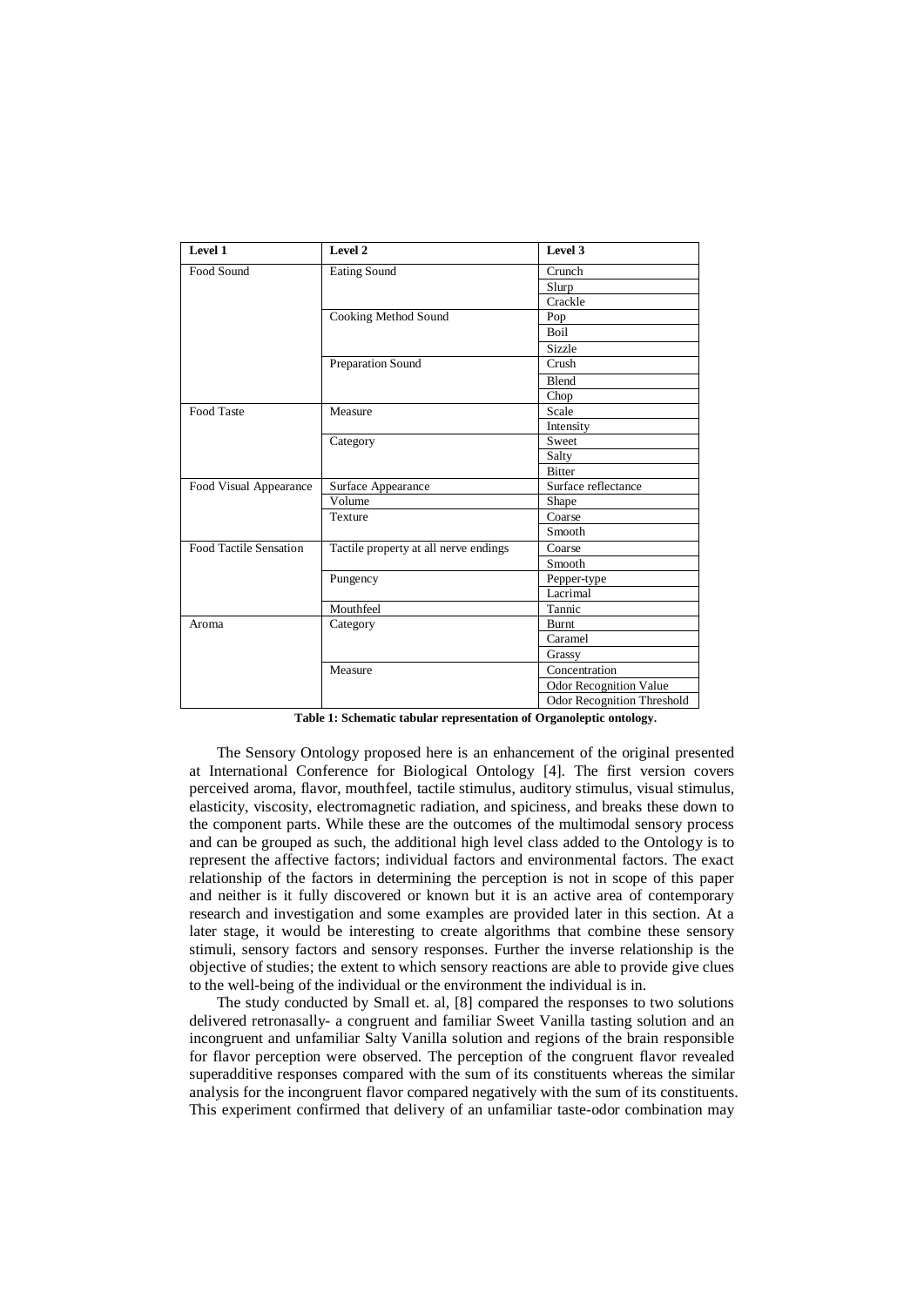| Level 1 | Level 2 | Level 3 |
|---|---|---|
| Food Sound | Eating Sound | Crunch |
| | | Slurp |
| | | Crackle |
| | Cooking Method Sound | Pop |
| | | Boil |
| | | Sizzle |
| | Preparation Sound | Crush |
| | | Blend |
| | | Chop |
| Food Taste | Measure | Scale |
| | | Intensity |
| | Category | Sweet |
| | | Salty |
| | | Bitter |
| Food Visual Appearance | Surface Appearance | Surface reflectance |
| | Volume | Shape |
| | Texture | Coarse |
| | | Smooth |
| Food Tactile Sensation | Tactile property at all nerve endings | Coarse |
| | | Smooth |
| | Pungency | Pepper-type |
| | | Lacrimal |
| | Mouthfeel | Tannic |
| Aroma | Category | Burnt |
| | | Caramel |
| | | Grassy |
| | Measure | Concentration |
| | | Odor Recognition Value |
| | | Odor Recognition Threshold |

**Table 1: Schematic tabular representation of Organoleptic ontology.**

The Sensory Ontology proposed here is an enhancement of the original presented at International Conference for Biological Ontology [4]. The first version covers perceived aroma, flavor, mouthfeel, tactile stimulus, auditory stimulus, visual stimulus, elasticity, viscosity, electromagnetic radiation, and spiciness, and breaks these down to the component parts. While these are the outcomes of the multimodal sensory process and can be grouped as such, the additional high level class added to the Ontology is to represent the affective factors; individual factors and environmental factors. The exact relationship of the factors in determining the perception is not in scope of this paper and neither is it fully discovered or known but it is an active area of contemporary research and investigation and some examples are provided later in this section. At a later stage, it would be interesting to create algorithms that combine these sensory stimuli, sensory factors and sensory responses. Further the inverse relationship is the objective of studies; the extent to which sensory reactions are able to provide give clues to the well-being of the individual or the environment the individual is in.

The study conducted by Small et. al, [8] compared the responses to two solutions delivered retronasally- a congruent and familiar Sweet Vanilla tasting solution and an incongruent and unfamiliar Salty Vanilla solution and regions of the brain responsible for flavor perception were observed. The perception of the congruent flavor revealed superadditive responses compared with the sum of its constituents whereas the similar analysis for the incongruent flavor compared negatively with the sum of its constituents. This experiment confirmed that delivery of an unfamiliar taste-odor combination may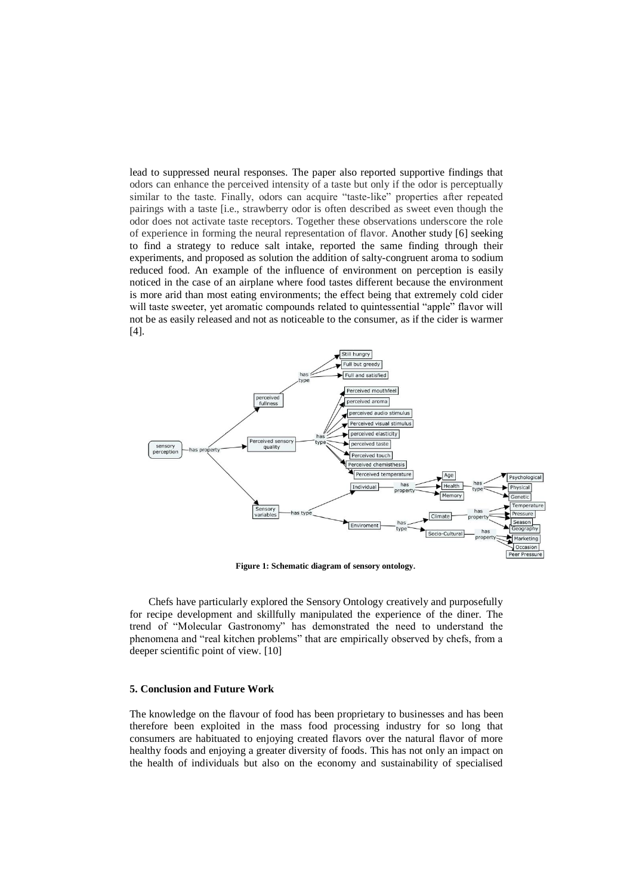lead to suppressed neural responses. The paper also reported supportive findings that odors can enhance the perceived intensity of a taste but only if the odor is perceptually similar to the taste. Finally, odors can acquire "taste-like" properties after repeated pairings with a taste [i.e., strawberry odor is often described as sweet even though the odor does not activate taste receptors. Together these observations underscore the role of experience in forming the neural representation of flavor. Another study [6] seeking to find a strategy to reduce salt intake, reported the same finding through their experiments, and proposed as solution the addition of salty-congruent aroma to sodium reduced food. An example of the influence of environment on perception is easily noticed in the case of an airplane where food tastes different because the environment is more arid than most eating environments; the effect being that extremely cold cider will taste sweeter, yet aromatic compounds related to quintessential "apple" flavor will not be as easily released and not as noticeable to the consumer, as if the cider is warmer [4].

**Figure 1: Schematic diagram of sensory ontology.**

Chefs have particularly explored the Sensory Ontology creatively and purposefully for recipe development and skillfully manipulated the experience of the diner. The trend of "Molecular Gastronomy" has demonstrated the need to understand the phenomena and "real kitchen problems" that are empirically observed by chefs, from a deeper scientific point of view. [10]

## 5. Conclusion and Future Work

The knowledge on the flavour of food has been proprietary to businesses and has been therefore been exploited in the mass food processing industry for so long that consumers are habituated to enjoying created flavors over the natural flavor of more healthy foods and enjoying a greater diversity of foods. This has not only an impact on the health of individuals but also on the economy and sustainability of specialised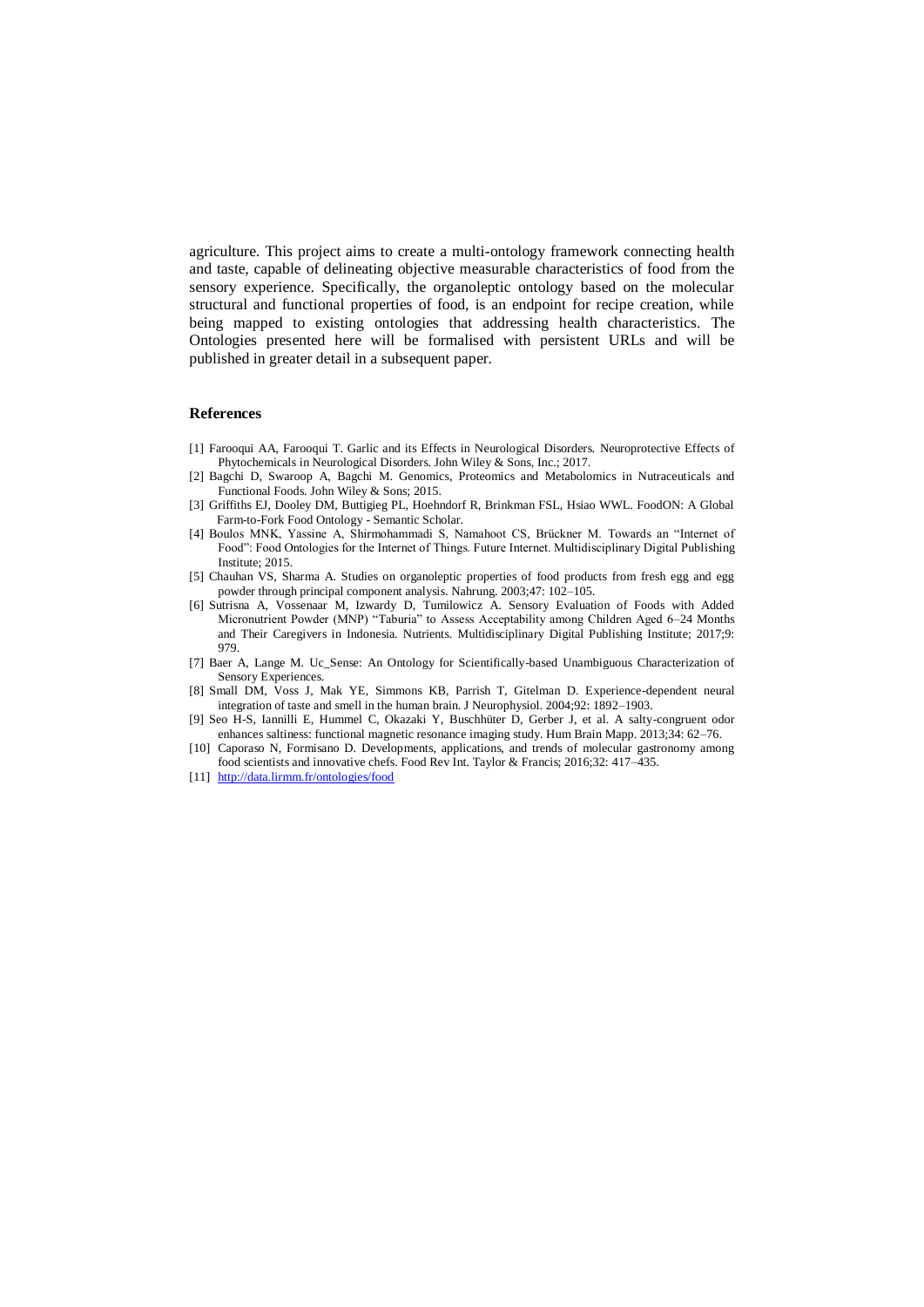agriculture. This project aims to create a multi-ontology framework connecting health and taste, capable of delineating objective measurable characteristics of food from the sensory experience. Specifically, the organoleptic ontology based on the molecular structural and functional properties of food, is an endpoint for recipe creation, while being mapped to existing ontologies that addressing health characteristics. The Ontologies presented here will be formalised with persistent URLs and will be published in greater detail in a subsequent paper.

## References

[1] Farooqui AA, Farooqui T. Garlic and its Effects in Neurological Disorders. Neuroprotective Effects of Phytochemicals in Neurological Disorders. John Wiley & Sons, Inc.; 2017.

[2] Bagchi D, Swaroop A, Bagchi M. Genomics, Proteomics and Metabolomics in Nutraceuticals and Functional Foods. John Wiley & Sons; 2015.

[3] Griffiths EJ, Dooley DM, Buttigieg PL, Hoehndorf R, Brinkman FSL, Hsiao WWL. FoodON: A Global Farm-to-Fork Food Ontology - Semantic Scholar.

[4] Boulos MNK, Yassine A, Shirmohammadi S, Namahoot CS, Brückner M. Towards an "Internet of Food": Food Ontologies for the Internet of Things. Future Internet. Multidisciplinary Digital Publishing Institute; 2015.

[5] Chauhan VS, Sharma A. Studies on organoleptic properties of food products from fresh egg and egg powder through principal component analysis. Nahrung. 2003;47: 102–105.

[6] Sutrisna A, Vossenaar M, Izwardy D, Tumilowicz A. Sensory Evaluation of Foods with Added Micronutrient Powder (MNP) "Taburia" to Assess Acceptability among Children Aged 6–24 Months and Their Caregivers in Indonesia. Nutrients. Multidisciplinary Digital Publishing Institute; 2017;9: 979.

[7] Baer A, Lange M. Uc_Sense: An Ontology for Scientifically-based Unambiguous Characterization of Sensory Experiences.

[8] Small DM, Voss J, Mak YE, Simmons KB, Parrish T, Gitelman D. Experience-dependent neural integration of taste and smell in the human brain. J Neurophysiol. 2004;92: 1892–1903.

[9] Seo H-S, Iannilli E, Hummel C, Okazaki Y, Buschhüter D, Gerber J, et al. A salty-congruent odor enhances saltiness: functional magnetic resonance imaging study. Hum Brain Mapp. 2013;34: 62–76.

[10] Caporaso N, Formisano D. Developments, applications, and trends of molecular gastronomy among food scientists and innovative chefs. Food Rev Int. Taylor & Francis; 2016;32: 417–435.

[11] http://data.lirmm.fr/ontologies/food